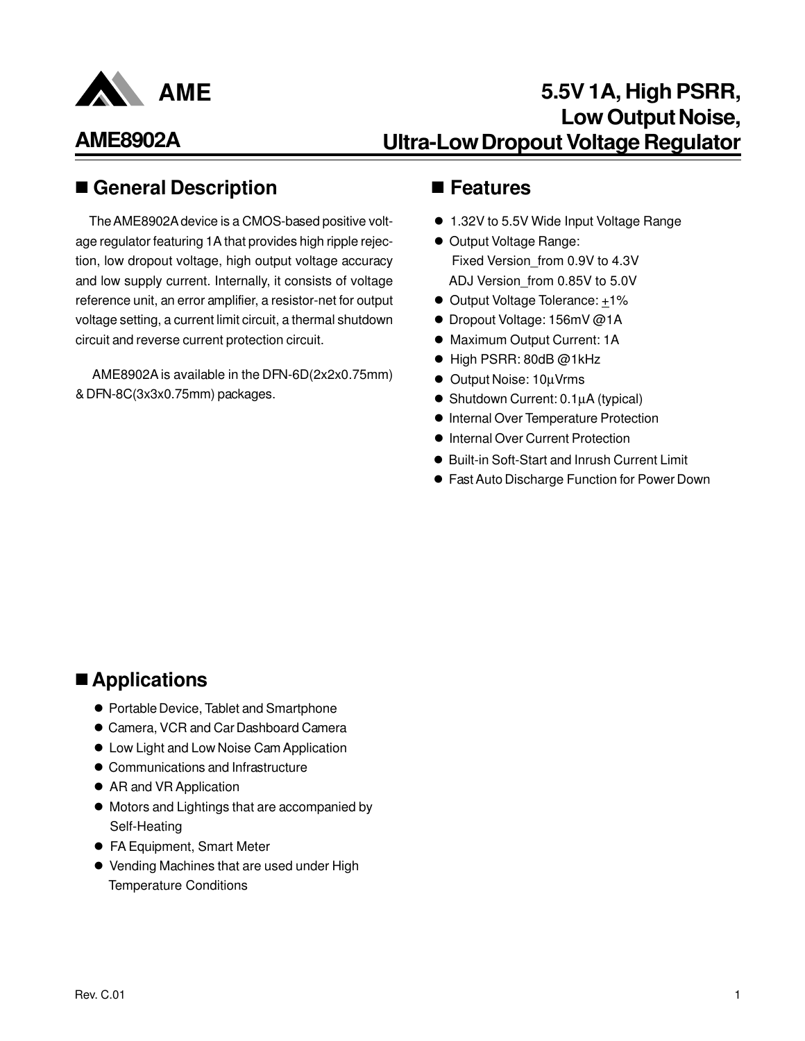# AME8902A

## 5.5V 1A, High PSRR, Low Output Noise, Ultra-Low Dropout Voltage Regulator

## ■ General Description

The AME8902A device is a CMOS-based positive voltage regulator featuring 1A that provides high ripple rejection, low dropout voltage, high output voltage accuracy and low supply current. Internally, it consists of voltage reference unit, an error amplifier, a resistor-net for output voltage setting, a current limit circuit, a thermal shutdown circuit and reverse current protection circuit.

AME8902A is available in the DFN-6D(2x2x0.75mm) & DFN-8C(3x3x0.75mm) packages.

## ■ Features

- 1.32V to 5.5V Wide Input Voltage Range
- Output Voltage Range:
  Fixed Version_from 0.9V to 4.3V
  ADJ Version_from 0.85V to 5.0V
- Output Voltage Tolerance: ±1%
- Dropout Voltage: 156mV @1A
- Maximum Output Current: 1A
- High PSRR: 80dB @1kHz
- Output Noise: 10µVrms
- Shutdown Current: 0.1µA (typical)
- Internal Over Temperature Protection
- Internal Over Current Protection
- Built-in Soft-Start and Inrush Current Limit
- Fast Auto Discharge Function for Power Down

## ■ Applications

- Portable Device, Tablet and Smartphone
- Camera, VCR and Car Dashboard Camera
- Low Light and Low Noise Cam Application
- Communications and Infrastructure
- AR and VR Application
- Motors and Lightings that are accompanied by Self-Heating
- FA Equipment, Smart Meter
- Vending Machines that are used under High Temperature Conditions

Rev. C.01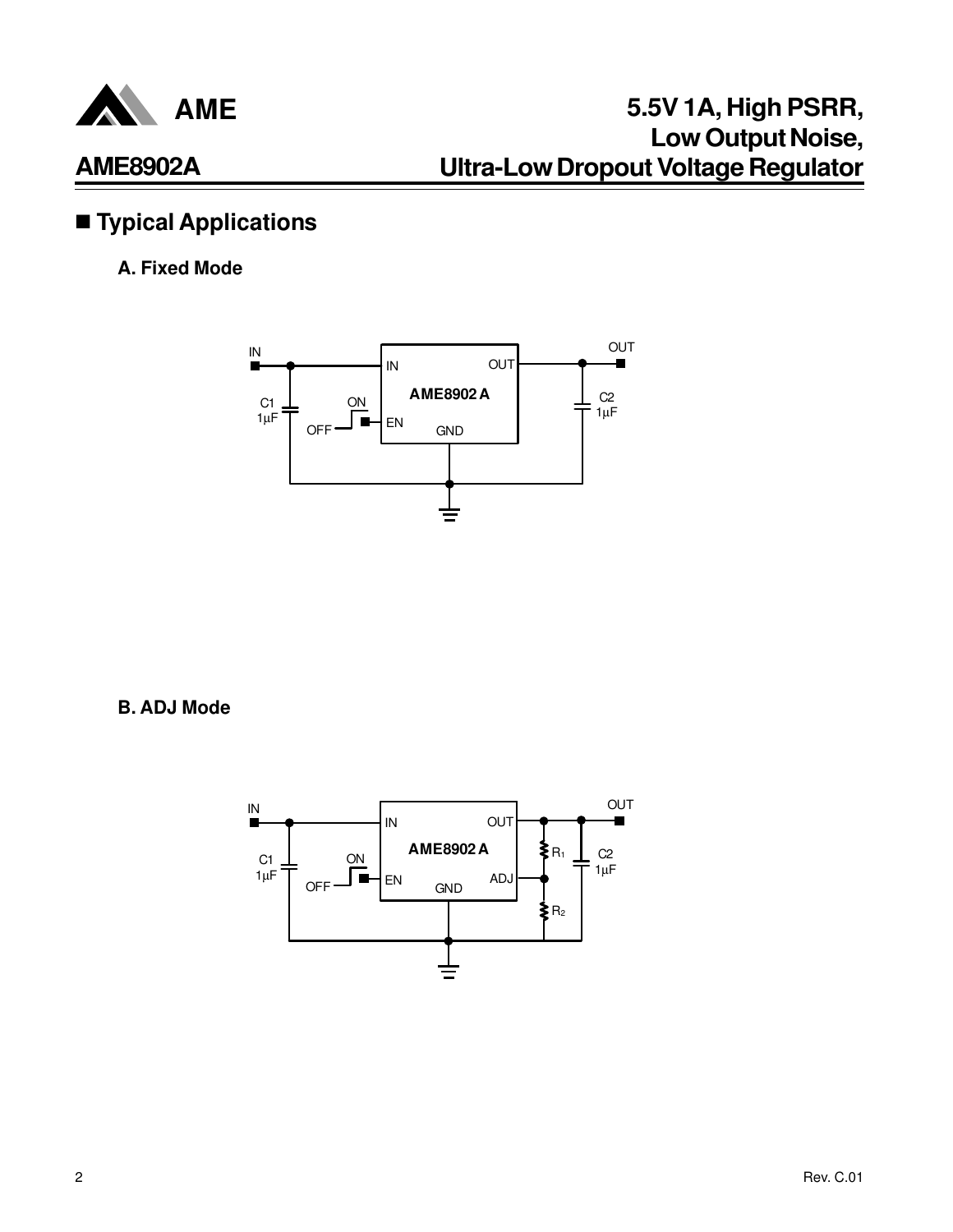## ■ Typical Applications

### A. Fixed Mode

### B. ADJ Mode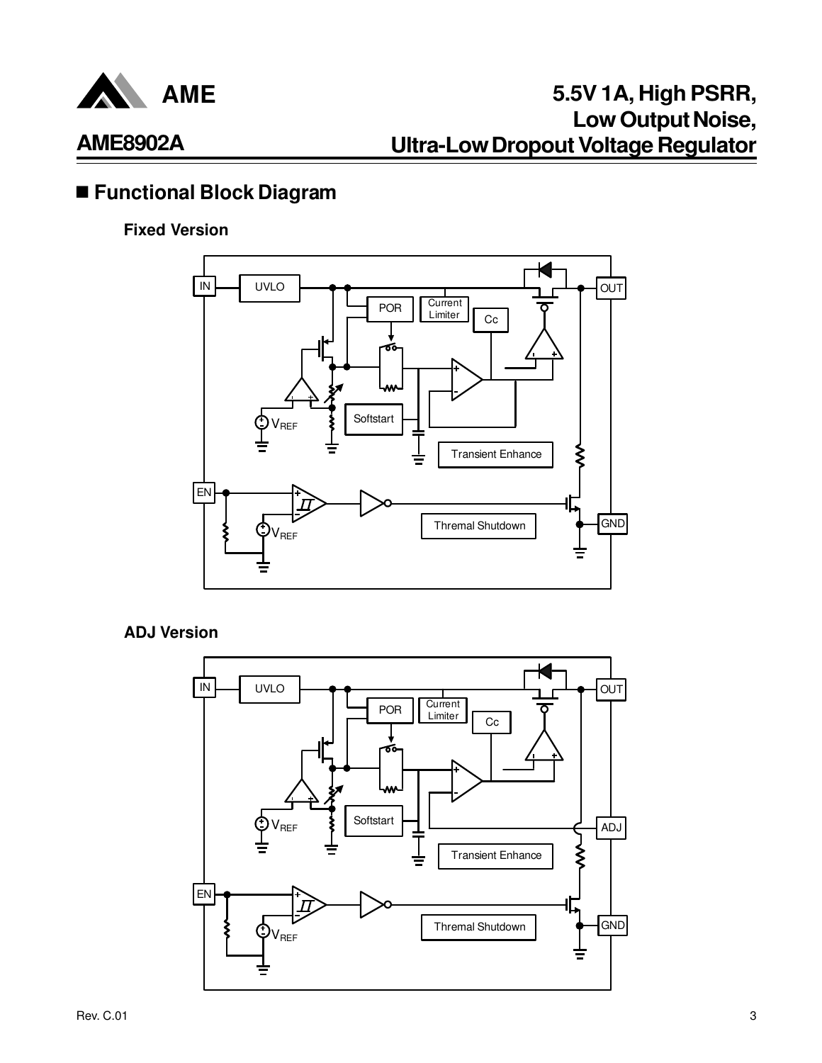## ■ Functional Block Diagram

**Fixed Version**

**ADJ Version**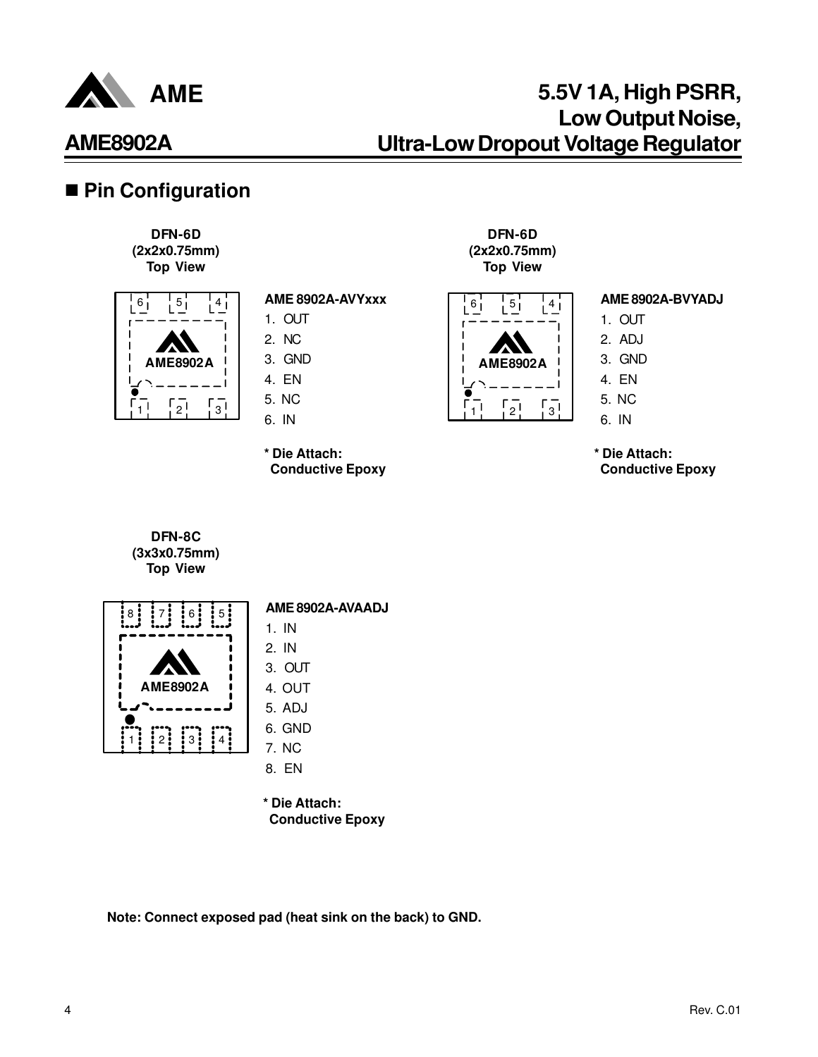## Pin Configuration

**DFN-6D**
**(2x2x0.75mm)**
**Top View**

**AME 8902A-AVYxxx**

1. OUT
2. NC
3. GND
4. EN
5. NC
6. IN

**\* Die Attach:**
**Conductive Epoxy**

**DFN-6D**
**(2x2x0.75mm)**
**Top View**

**AME 8902A-BVYADJ**

1. OUT
2. ADJ
3. GND
4. EN
5. NC
6. IN

**\* Die Attach:**
**Conductive Epoxy**

**DFN-8C**
**(3x3x0.75mm)**
**Top View**

**AME 8902A-AVAADJ**

1. IN
2. IN
3. OUT
4. OUT
5. ADJ
6. GND
7. NC
8. EN

**\* Die Attach:**
**Conductive Epoxy**

**Note: Connect exposed pad (heat sink on the back) to GND.**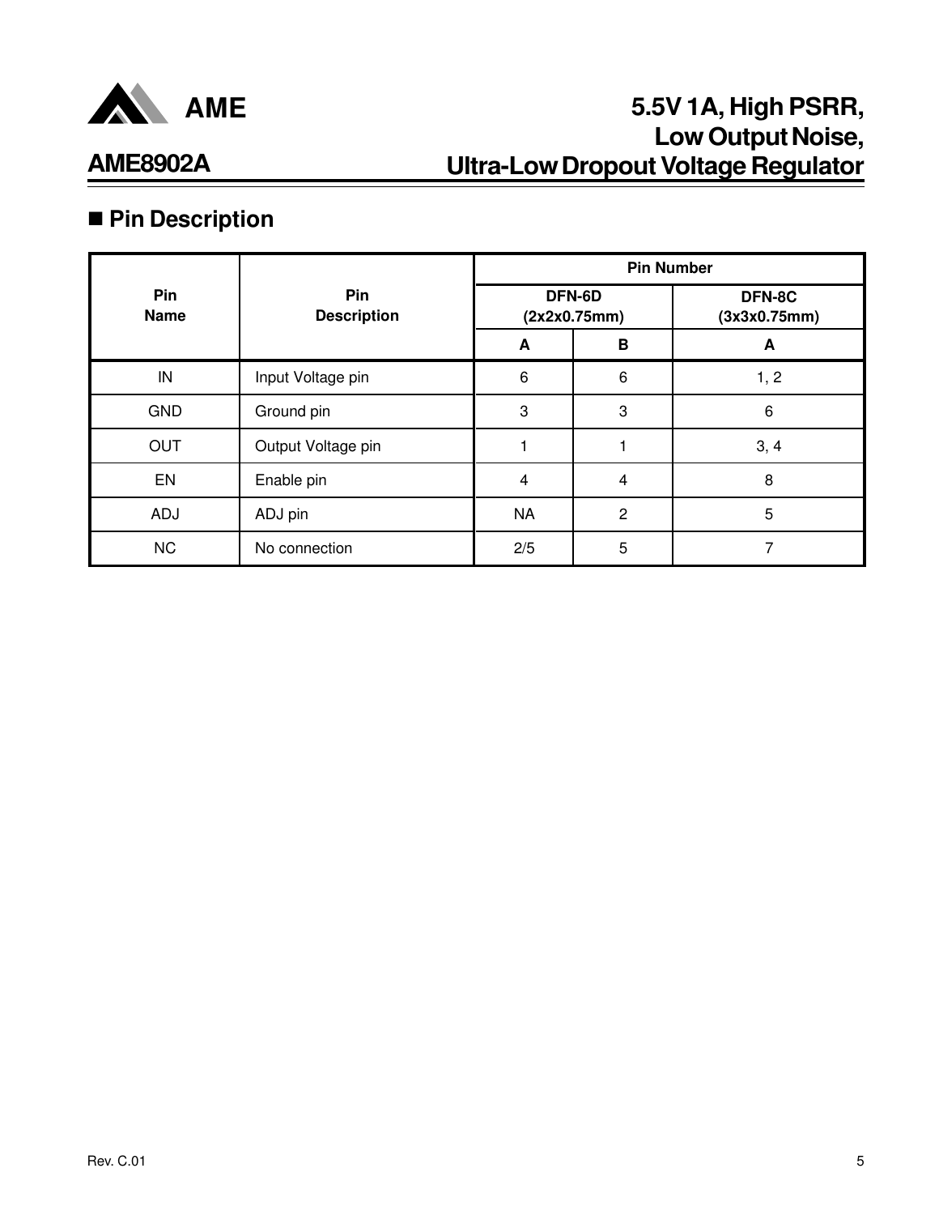## ■ Pin Description

| Pin Name | Pin Description | Pin Number | | |
|---|---|---|---|---|
| | | DFN-6D (2x2x0.75mm) | | DFN-8C (3x3x0.75mm) |
| | | A | B | A |
| IN | Input Voltage pin | 6 | 6 | 1, 2 |
| GND | Ground pin | 3 | 3 | 6 |
| OUT | Output Voltage pin | 1 | 1 | 3, 4 |
| EN | Enable pin | 4 | 4 | 8 |
| ADJ | ADJ pin | NA | 2 | 5 |
| NC | No connection | 2/5 | 5 | 7 |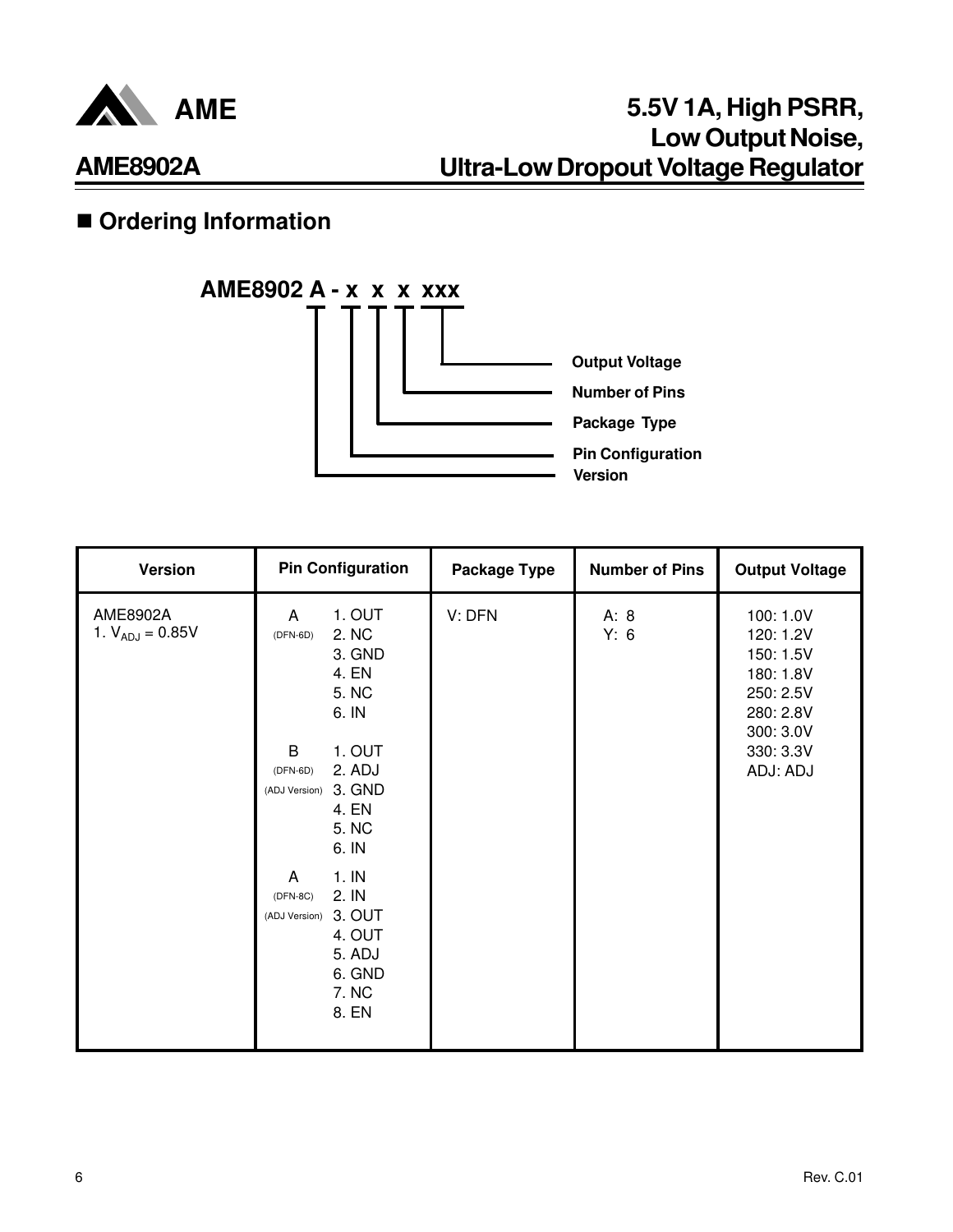## Ordering Information

**AME8902 A - x x x xxx**

- Output Voltage
- Number of Pins
- Package Type
- Pin Configuration
- Version

| Version | Pin Configuration | Package Type | Number of Pins | Output Voltage |
|---|---|---|---|---|
| AME8902A<br>1. $V_{ADJ}$ = 0.85V | A (DFN-6D)<br>1. OUT<br>2. NC<br>3. GND<br>4. EN<br>5. NC<br>6. IN<br><br>B (DFN-6D) (ADJ Version)<br>1. OUT<br>2. ADJ<br>3. GND<br>4. EN<br>5. NC<br>6. IN<br><br>A (DFN-8C) (ADJ Version)<br>1. IN<br>2. IN<br>3. OUT<br>4. OUT<br>5. ADJ<br>6. GND<br>7. NC<br>8. EN | V: DFN | A: 8<br>Y: 6 | 100: 1.0V<br>120: 1.2V<br>150: 1.5V<br>180: 1.8V<br>250: 2.5V<br>280: 2.8V<br>300: 3.0V<br>330: 3.3V<br>ADJ: ADJ |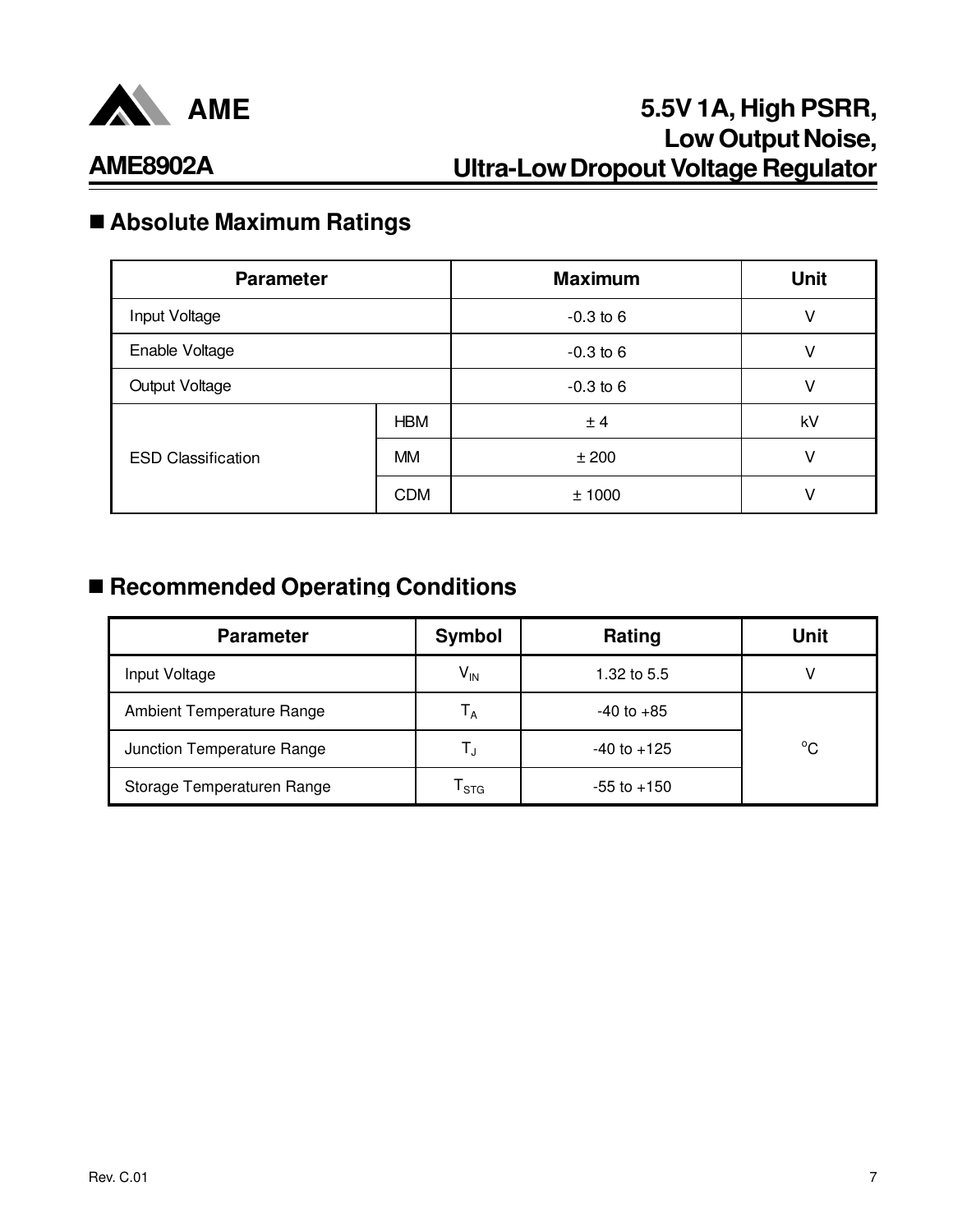## ■ Absolute Maximum Ratings

| Parameter | | Maximum | Unit |
|---|---|---|---|
| Input Voltage | | -0.3 to 6 | V |
| Enable Voltage | | -0.3 to 6 | V |
| Output Voltage | | -0.3 to 6 | V |
| ESD Classification | HBM | ± 4 | kV |
| | MM | ± 200 | V |
| | CDM | ± 1000 | V |

## ■ Recommended Operating Conditions

| Parameter | Symbol | Rating | Unit |
|---|---|---|---|
| Input Voltage | $V_{IN}$ | 1.32 to 5.5 | V |
| Ambient Temperature Range | $T_A$ | -40 to +85 | $^oC$ |
| Junction Temperature Range | $T_J$ | -40 to +125 | |
| Storage Temperaturen Range | $T_{STG}$ | -55 to +150 | |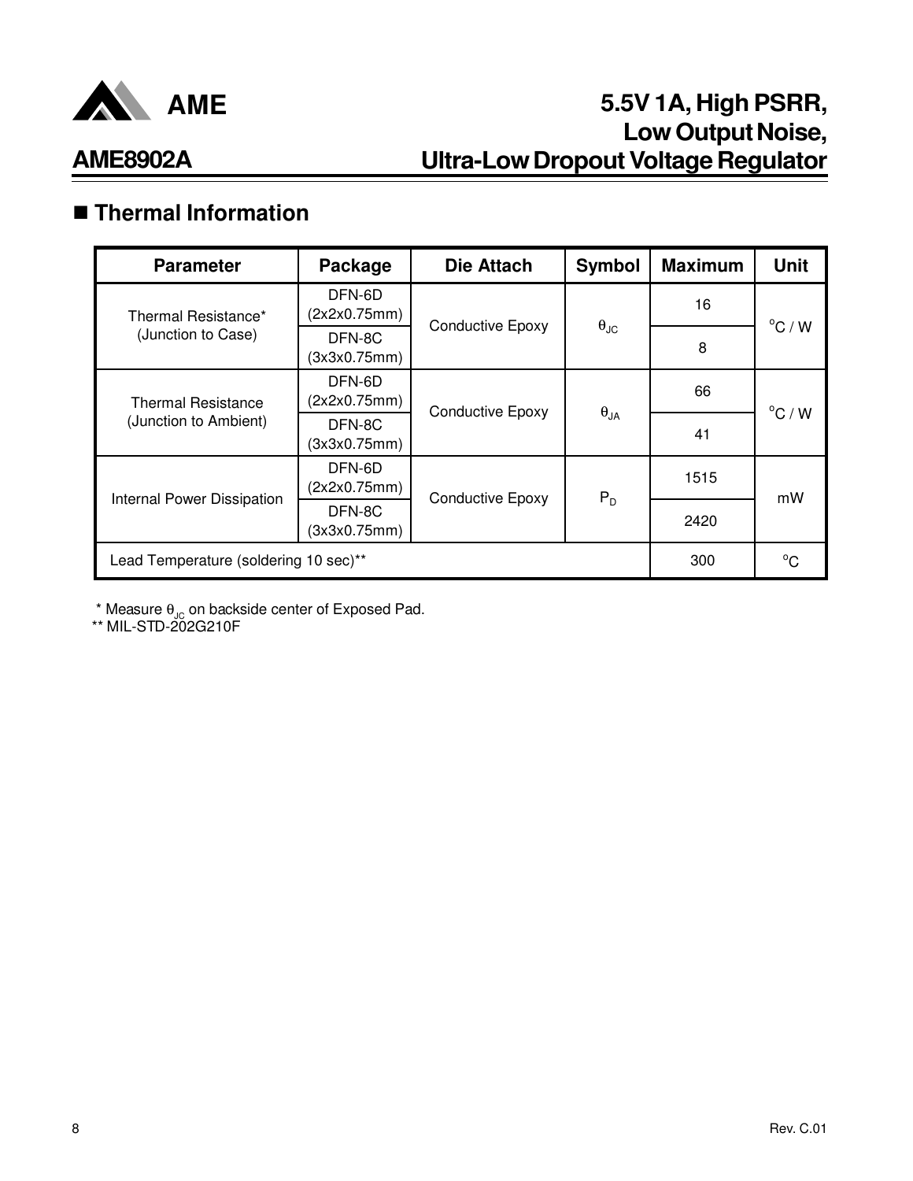## ■ Thermal Information

| Parameter | Package | Die Attach | Symbol | Maximum | Unit |
|---|---|---|---|---|---|
| Thermal Resistance* (Junction to Case) | DFN-6D (2x2x0.75mm) | Conductive Epoxy | $\theta_{JC}$ | 16 | $^{o}C$ / W |
| | DFN-8C (3x3x0.75mm) | | | 8 | |
| Thermal Resistance (Junction to Ambient) | DFN-6D (2x2x0.75mm) | Conductive Epoxy | $\theta_{JA}$ | 66 | $^{o}C$ / W |
| | DFN-8C (3x3x0.75mm) | | | 41 | |
| Internal Power Dissipation | DFN-6D (2x2x0.75mm) | Conductive Epoxy | $P_D$ | 1515 | mW |
| | DFN-8C (3x3x0.75mm) | | | 2420 | |
| Lead Temperature (soldering 10 sec)** | | | | 300 | $^{o}C$ |

\* Measure $\theta_{JC}$ on backside center of Exposed Pad.

** MIL-STD-202G210F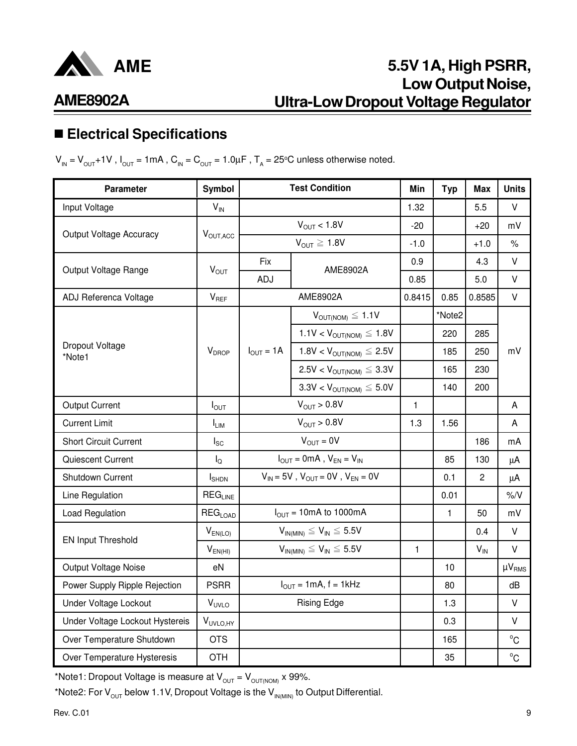## ■ Electrical Specifications

$V_{IN} = V_{OUT}+1V$ , $I_{OUT}$ = 1mA , $C_{IN} = C_{OUT}$ = 1.0μF , $T_A$ = 25°C unless otherwise noted.

| Parameter | Symbol | Test Condition | | Min | Typ | Max | Units |
|---|---|---|---|---|---|---|---|
| Input Voltage | $V_{IN}$ | | | 1.32 | | 5.5 | V |
| Output Voltage Accuracy | $V_{OUT,ACC}$ | $V_{OUT}$ < 1.8V | | -20 | | +20 | mV |
| | | $V_{OUT} \geqq$ 1.8V | | -1.0 | | +1.0 | % |
| Output Voltage Range | $V_{OUT}$ | Fix | AME8902A | 0.9 | | 4.3 | V |
| | | ADJ | | 0.85 | | 5.0 | V |
| ADJ Referenca Voltage | $V_{REF}$ | AME8902A | | 0.8415 | 0.85 | 0.8585 | V |
| Dropout Voltage *Note1 | $V_{DROP}$ | $I_{OUT}$ = 1A | $V_{OUT(NOM)} \leqq$ 1.1V | | *Note2 | | mV |
| | | | 1.1V < $V_{OUT(NOM)} \leqq$ 1.8V | | 220 | 285 | |
| | | | 1.8V < $V_{OUT(NOM)} \leqq$ 2.5V | | 185 | 250 | |
| | | | 2.5V < $V_{OUT(NOM)} \leqq$ 3.3V | | 165 | 230 | |
| | | | 3.3V < $V_{OUT(NOM)} \leqq$ 5.0V | | 140 | 200 | |
| Output Current | $I_{OUT}$ | $V_{OUT}$ > 0.8V | | 1 | | | A |
| Current Limit | $I_{LIM}$ | $V_{OUT}$ > 0.8V | | 1.3 | 1.56 | | A |
| Short Circuit Current | $I_{SC}$ | $V_{OUT}$ = 0V | | | | 186 | mA |
| Quiescent Current | $I_Q$ | $I_{OUT}$ = 0mA , $V_{EN} = V_{IN}$ | | | 85 | 130 | μA |
| Shutdown Current | $I_{SHDN}$ | $V_{IN}$ = 5V , $V_{OUT}$ = 0V , $V_{EN}$ = 0V | | | 0.1 | 2 | μA |
| Line Regulation | $REG_{LINE}$ | | | | 0.01 | | %/V |
| Load Regulation | $REG_{LOAD}$ | $I_{OUT}$ = 10mA to 1000mA | | | 1 | 50 | mV |
| EN Input Threshold | $V_{EN(LO)}$ | $V_{IN(MIN)} \leqq V_{IN} \leqq$ 5.5V | | | | 0.4 | V |
| | $V_{EN(HI)}$ | $V_{IN(MIN)} \leqq V_{IN} \leqq$ 5.5V | | 1 | | $V_{IN}$ | V |
| Output Voltage Noise | eN | | | | 10 | | $\mu V_{RMS}$ |
| Power Supply Ripple Rejection | PSRR | $I_{OUT}$ = 1mA, f = 1kHz | | | 80 | | dB |
| Under Voltage Lockout | $V_{UVLO}$ | Rising Edge | | | 1.3 | | V |
| Under Voltage Lockout Hystereis | $V_{UVLO,HY}$ | | | | 0.3 | | V |
| Over Temperature Shutdown | OTS | | | | 165 | | °C |
| Over Temperature Hysteresis | OTH | | | | 35 | | °C |

*Note1: Dropout Voltage is measure at $V_{OUT} = V_{OUT(NOM)}$ x 99%.

*Note2: For $V_{OUT}$ below 1.1V, Dropout Voltage is the $V_{IN(MIN)}$ to Output Differential.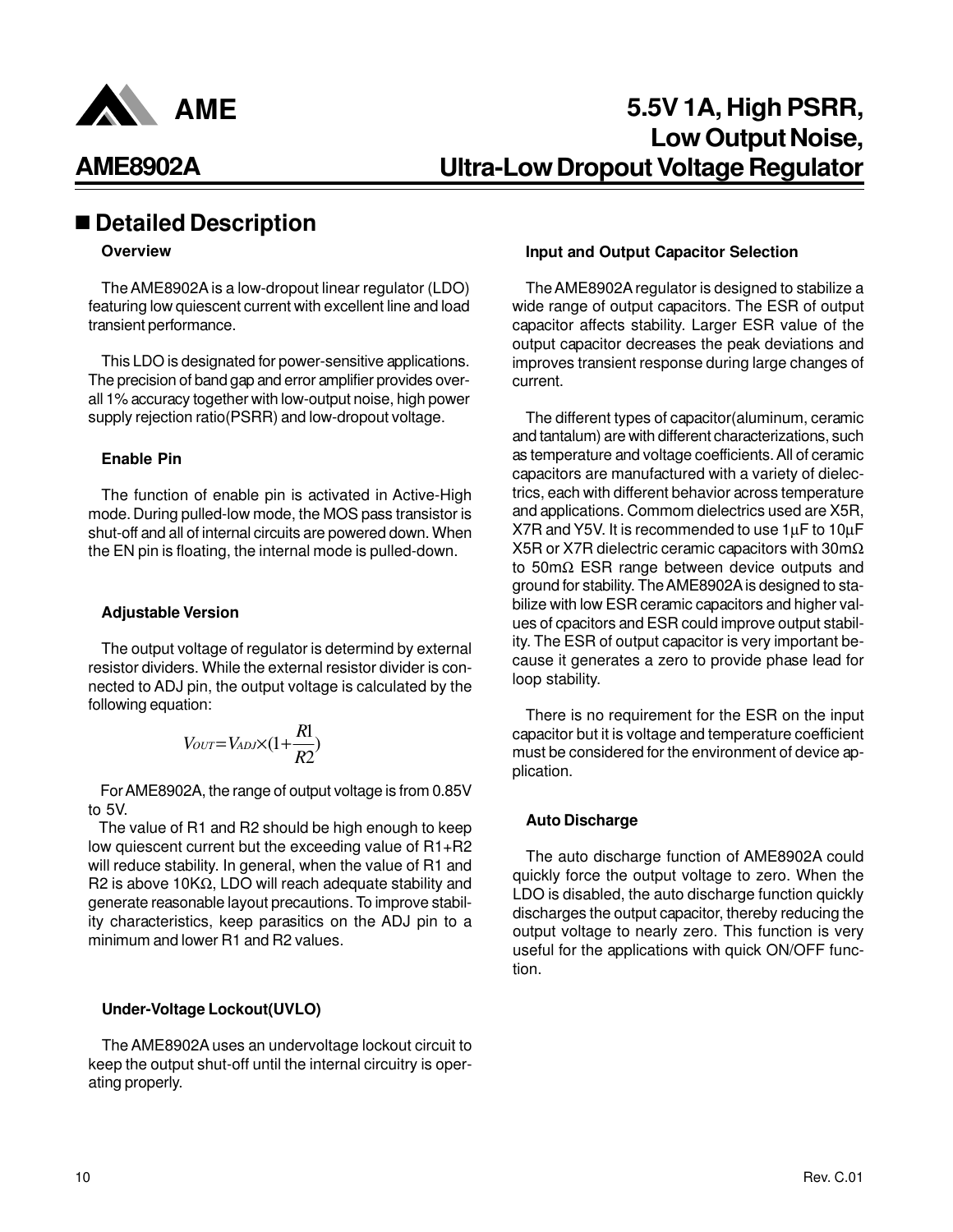## ■ Detailed Description

### Overview

The AME8902A is a low-dropout linear regulator (LDO) featuring low quiescent current with excellent line and load transient performance.

This LDO is designated for power-sensitive applications. The precision of band gap and error amplifier provides overall 1% accuracy together with low-output noise, high power supply rejection ratio(PSRR) and low-dropout voltage.

### Enable Pin

The function of enable pin is activated in Active-High mode. During pulled-low mode, the MOS pass transistor is shut-off and all of internal circuits are powered down. When the EN pin is floating, the internal mode is pulled-down.

### Adjustable Version

The output voltage of regulator is determind by external resistor dividers. While the external resistor divider is connected to ADJ pin, the output voltage is calculated by the following equation:

$$V_{OUT} = V_{ADJ} \times (1 + \frac{R1}{R2})$$

For AME8902A, the range of output voltage is from 0.85V to 5V.

The value of R1 and R2 should be high enough to keep low quiescent current but the exceeding value of R1+R2 will reduce stability. In general, when the value of R1 and R2 is above 10KΩ, LDO will reach adequate stability and generate reasonable layout precautions. To improve stability characteristics, keep parasitics on the ADJ pin to a minimum and lower R1 and R2 values.

### Under-Voltage Lockout(UVLO)

The AME8902A uses an undervoltage lockout circuit to keep the output shut-off until the internal circuitry is operating properly.

### Input and Output Capacitor Selection

The AME8902A regulator is designed to stabilize a wide range of output capacitors. The ESR of output capacitor affects stability. Larger ESR value of the output capacitor decreases the peak deviations and improves transient response during large changes of current.

The different types of capacitor(aluminum, ceramic and tantalum) are with different characterizations, such as temperature and voltage coefficients. All of ceramic capacitors are manufactured with a variety of dielectrics, each with different behavior across temperature and applications. Commom dielectrics used are X5R, X7R and Y5V. It is recommended to use 1µF to 10µF X5R or X7R dielectric ceramic capacitors with 30mΩ to 50mΩ ESR range between device outputs and ground for stability. The AME8902A is designed to stabilize with low ESR ceramic capacitors and higher values of cpacitors and ESR could improve output stability. The ESR of output capacitor is very important because it generates a zero to provide phase lead for loop stability.

There is no requirement for the ESR on the input capacitor but it is voltage and temperature coefficient must be considered for the environment of device application.

### Auto Discharge

The auto discharge function of AME8902A could quickly force the output voltage to zero. When the LDO is disabled, the auto discharge function quickly discharges the output capacitor, thereby reducing the output voltage to nearly zero. This function is very useful for the applications with quick ON/OFF function.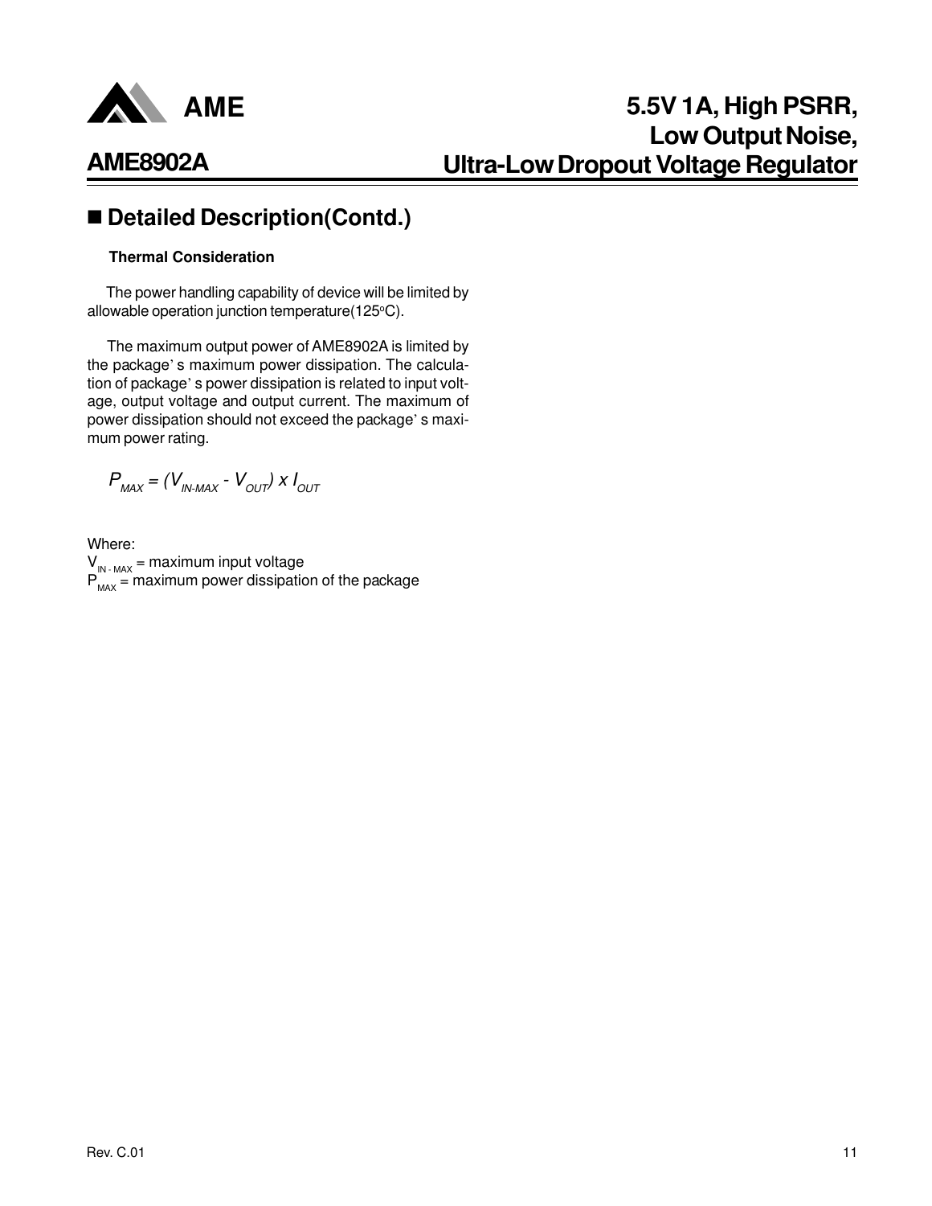## ■ Detailed Description(Contd.)

**Thermal Consideration**

The power handling capability of device will be limited by allowable operation junction temperature(125°C).

The maximum output power of AME8902A is limited by the package's maximum power dissipation. The calculation of package's power dissipation is related to input voltage, output voltage and output current. The maximum of power dissipation should not exceed the package's maximum power rating.

$$P_{MAX} = (V_{IN\text{-}MAX} - V_{OUT}) \times I_{OUT}$$

Where:

$V_{IN\text{ - }MAX}$ = maximum input voltage

$P_{MAX}$ = maximum power dissipation of the package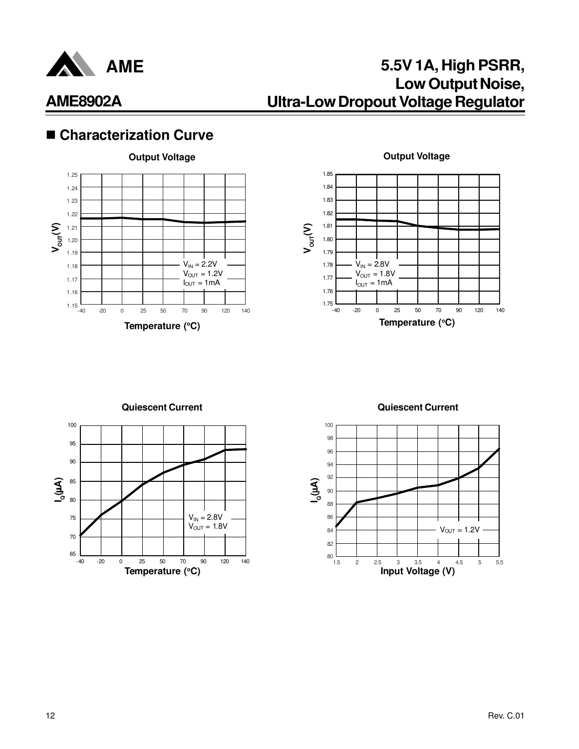## ■ Characterization Curve

**Output Voltage**

$V_{OUT}(V)$ vs Temperature (°C)

$V_{IN}$ = 2.2V
$V_{OUT}$ = 1.2V
$I_{OUT}$ = 1mA

**Output Voltage**

$V_{OUT}(V)$ vs Temperature (°C)

$V_{IN}$ = 2.8V
$V_{OUT}$ = 1.8V
$I_{OUT}$ = 1mA

**Quiescent Current**

$I_Q(\mu A)$ vs Temperature (°C)

$V_{IN}$ = 2.8V
$V_{OUT}$ = 1.8V

**Quiescent Current**

$I_Q(\mu A)$ vs Input Voltage (V)

$V_{OUT}$ = 1.2V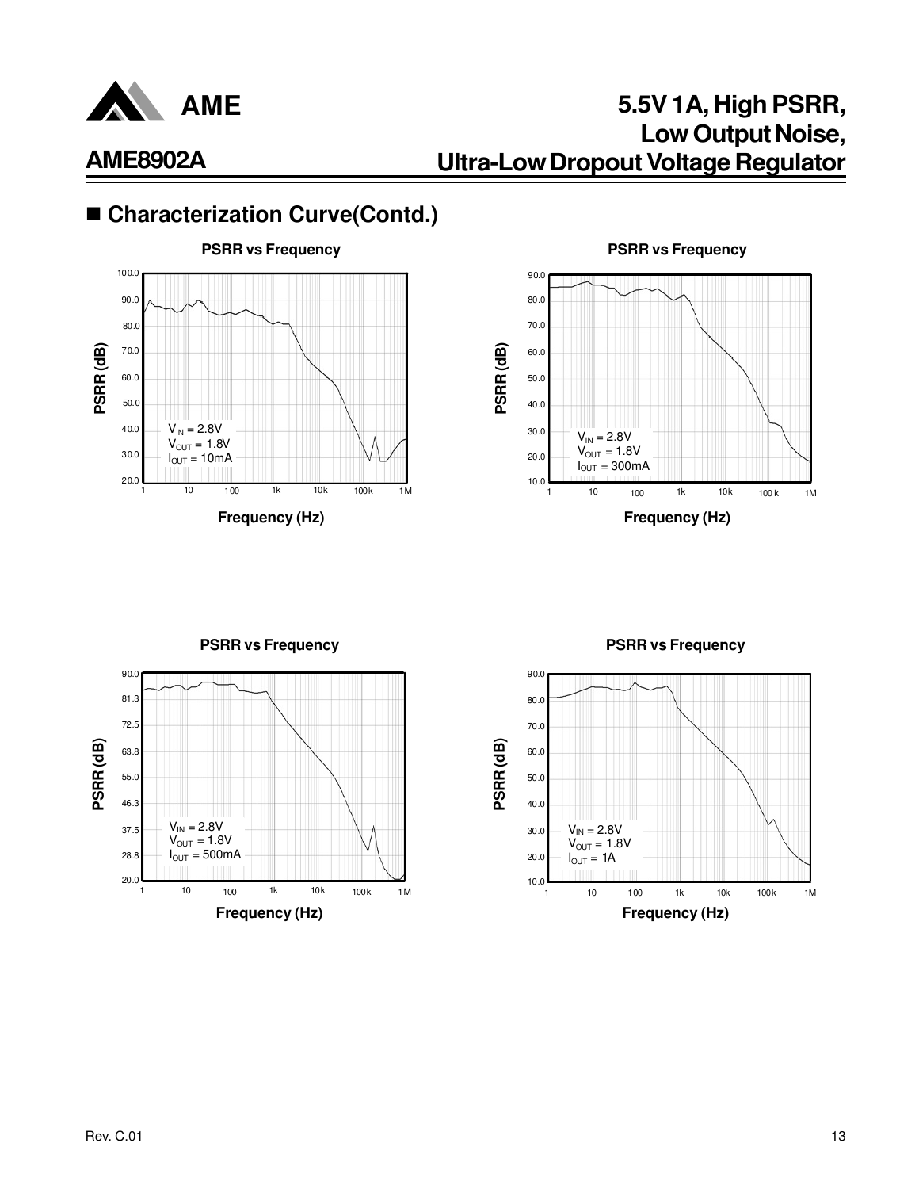## ■ Characterization Curve(Contd.)

**PSRR vs Frequency**

$V_{IN}$ = 2.8V
$V_{OUT}$ = 1.8V
$I_{OUT}$ = 10mA

PSRR (dB)

Frequency (Hz)

**PSRR vs Frequency**

$V_{IN}$ = 2.8V
$V_{OUT}$ = 1.8V
$I_{OUT}$ = 300mA

PSRR (dB)

Frequency (Hz)

**PSRR vs Frequency**

$V_{IN}$ = 2.8V
$V_{OUT}$ = 1.8V
$I_{OUT}$ = 500mA

PSRR (dB)

Frequency (Hz)

**PSRR vs Frequency**

$V_{IN}$ = 2.8V
$V_{OUT}$ = 1.8V
$I_{OUT}$ = 1A

PSRR (dB)

Frequency (Hz)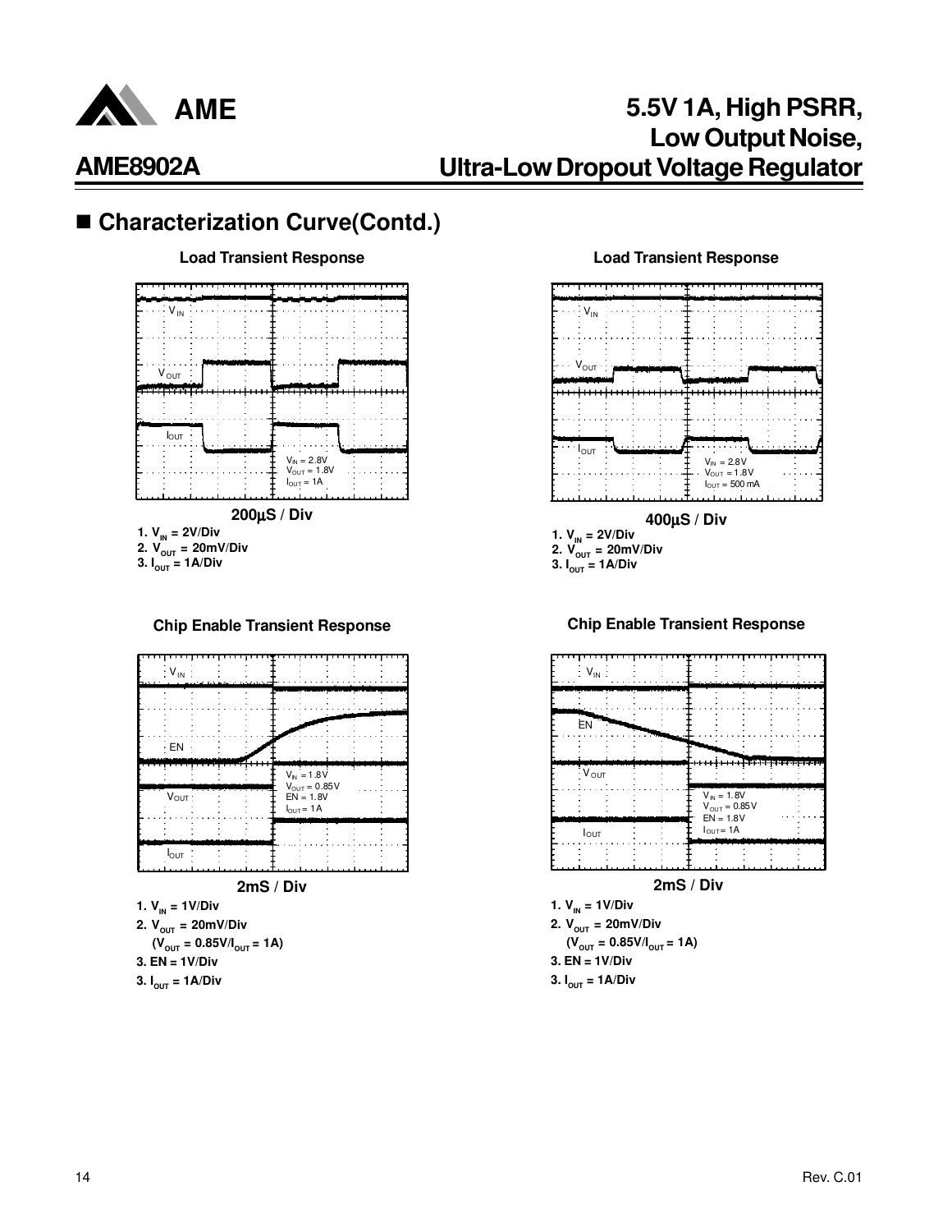## ■ Characterization Curve(Contd.)

**Load Transient Response**

$V_{IN}$

$V_{OUT}$

$I_{OUT}$

$V_{IN}$ = 2.8V
$V_{OUT}$ = 1.8V
$I_{OUT}$ = 1A

**200µS / Div**

1. $V_{IN}$ = 2V/Div
2. $V_{OUT}$ = 20mV/Div
3. $I_{OUT}$ = 1A/Div

**Load Transient Response**

$V_{IN}$

$V_{OUT}$

$I_{OUT}$

$V_{IN}$ = 2.8V
$V_{OUT}$ = 1.8V
$I_{OUT}$ = 500 mA

**400µS / Div**

1. $V_{IN}$ = 2V/Div
2. $V_{OUT}$ = 20mV/Div
3. $I_{OUT}$ = 1A/Div

**Chip Enable Transient Response**

$V_{IN}$

EN

$V_{OUT}$

$I_{OUT}$

$V_{IN}$ = 1.8V
$V_{OUT}$ = 0.85V
EN = 1.8V
$I_{OUT}$ = 1A

**2mS / Div**

1. $V_{IN}$ = 1V/Div
2. $V_{OUT}$ = 20mV/Div
   ($V_{OUT}$ = 0.85V/$I_{OUT}$ = 1A)
3. EN = 1V/Div
3. $I_{OUT}$ = 1A/Div

**Chip Enable Transient Response**

$V_{IN}$

EN

$V_{OUT}$

$I_{OUT}$

$V_{IN}$ = 1.8V
$V_{OUT}$ = 0.85V
EN = 1.8V
$I_{OUT}$ = 1A

**2mS / Div**

1. $V_{IN}$ = 1V/Div
2. $V_{OUT}$ = 20mV/Div
   ($V_{OUT}$ = 0.85V/$I_{OUT}$ = 1A)
3. EN = 1V/Div
3. $I_{OUT}$ = 1A/Div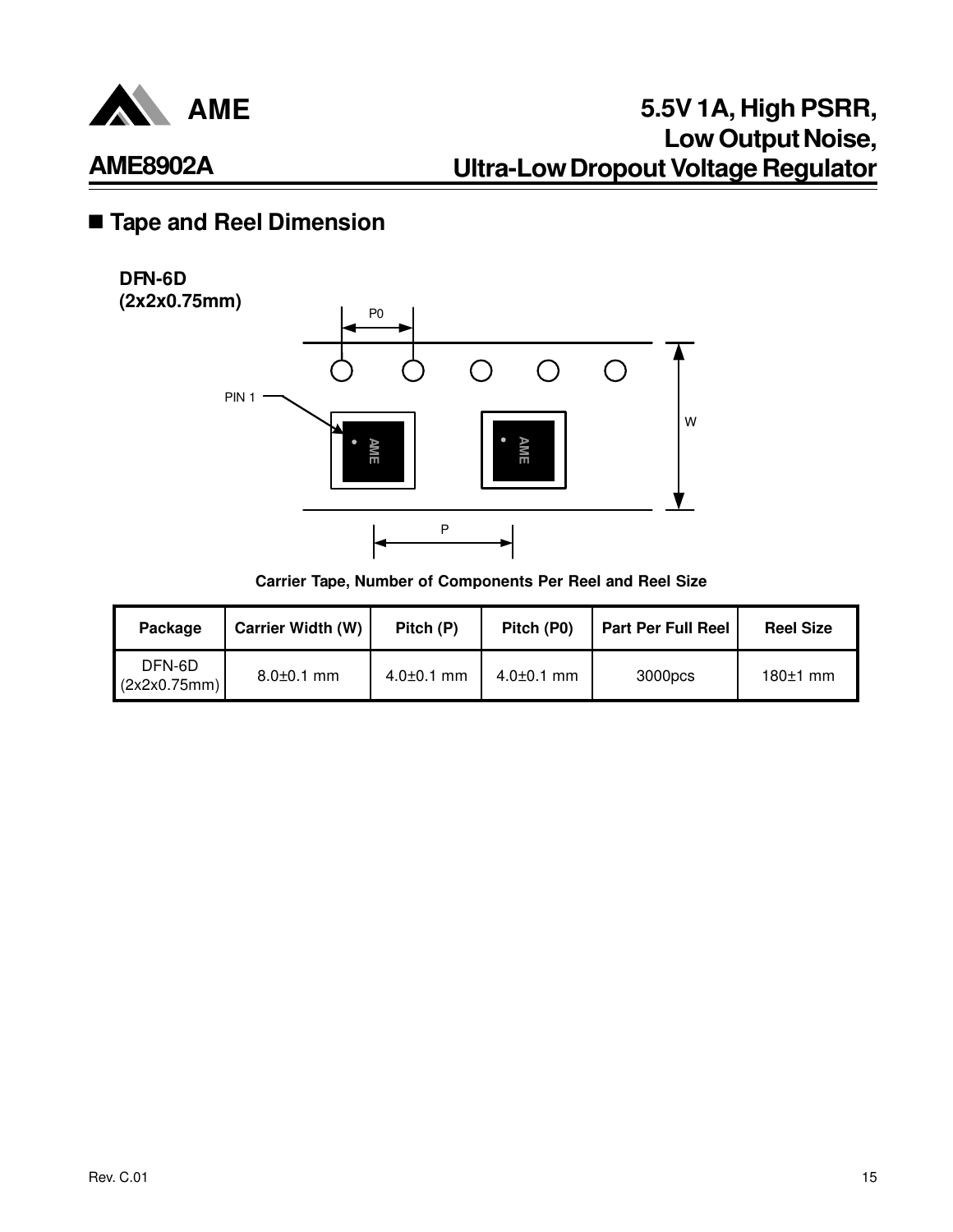## ■ Tape and Reel Dimension

**DFN-6D**
**(2x2x0.75mm)**

P0

PIN 1

W

P

**Carrier Tape, Number of Components Per Reel and Reel Size**

| Package | Carrier Width (W) | Pitch (P) | Pitch (P0) | Part Per Full Reel | Reel Size |
|---|---|---|---|---|---|
| DFN-6D (2x2x0.75mm) | 8.0±0.1 mm | 4.0±0.1 mm | 4.0±0.1 mm | 3000pcs | 180±1 mm |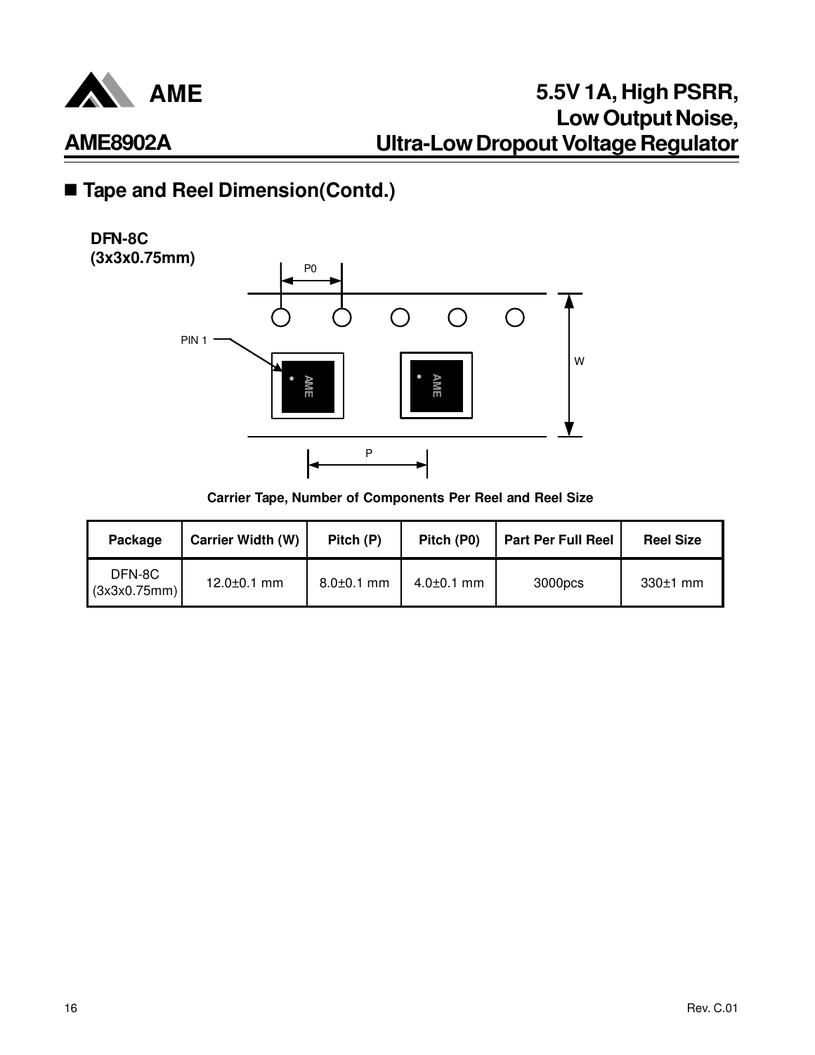## ■ Tape and Reel Dimension(Contd.)

**DFN-8C**
**(3x3x0.75mm)**

P0

PIN 1

W

P

**Carrier Tape, Number of Components Per Reel and Reel Size**

| Package | Carrier Width (W) | Pitch (P) | Pitch (P0) | Part Per Full Reel | Reel Size |
|---|---|---|---|---|---|
| DFN-8C (3x3x0.75mm) | 12.0±0.1 mm | 8.0±0.1 mm | 4.0±0.1 mm | 3000pcs | 330±1 mm |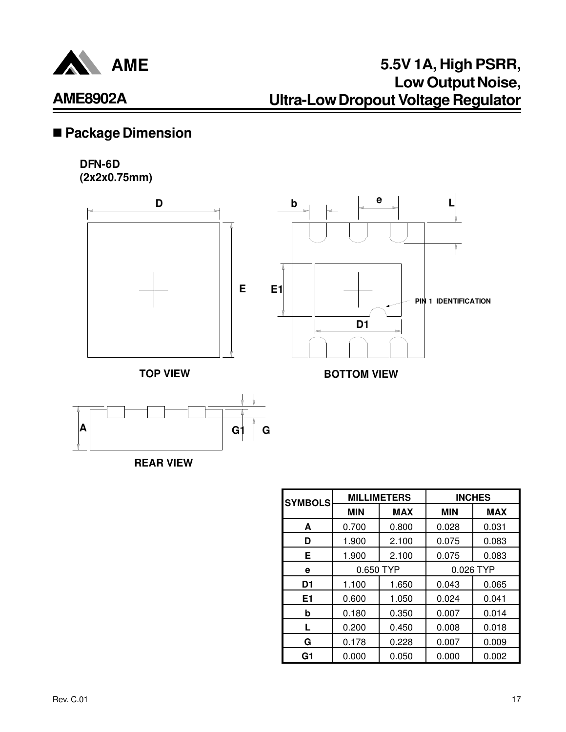## ■ Package Dimension

**DFN-6D**
**(2x2x0.75mm)**

D

E

b

e

L

E1

D1

PIN 1 IDENTIFICATION

**TOP VIEW**

**BOTTOM VIEW**

A

G1

G

**REAR VIEW**

| SYMBOLS | MILLIMETERS | | INCHES | |
|---|---|---|---|---|
| | MIN | MAX | MIN | MAX |
| A | 0.700 | 0.800 | 0.028 | 0.031 |
| D | 1.900 | 2.100 | 0.075 | 0.083 |
| E | 1.900 | 2.100 | 0.075 | 0.083 |
| e | 0.650 TYP | | 0.026 TYP | |
| D1 | 1.100 | 1.650 | 0.043 | 0.065 |
| E1 | 0.600 | 1.050 | 0.024 | 0.041 |
| b | 0.180 | 0.350 | 0.007 | 0.014 |
| L | 0.200 | 0.450 | 0.008 | 0.018 |
| G | 0.178 | 0.228 | 0.007 | 0.009 |
| G1 | 0.000 | 0.050 | 0.000 | 0.002 |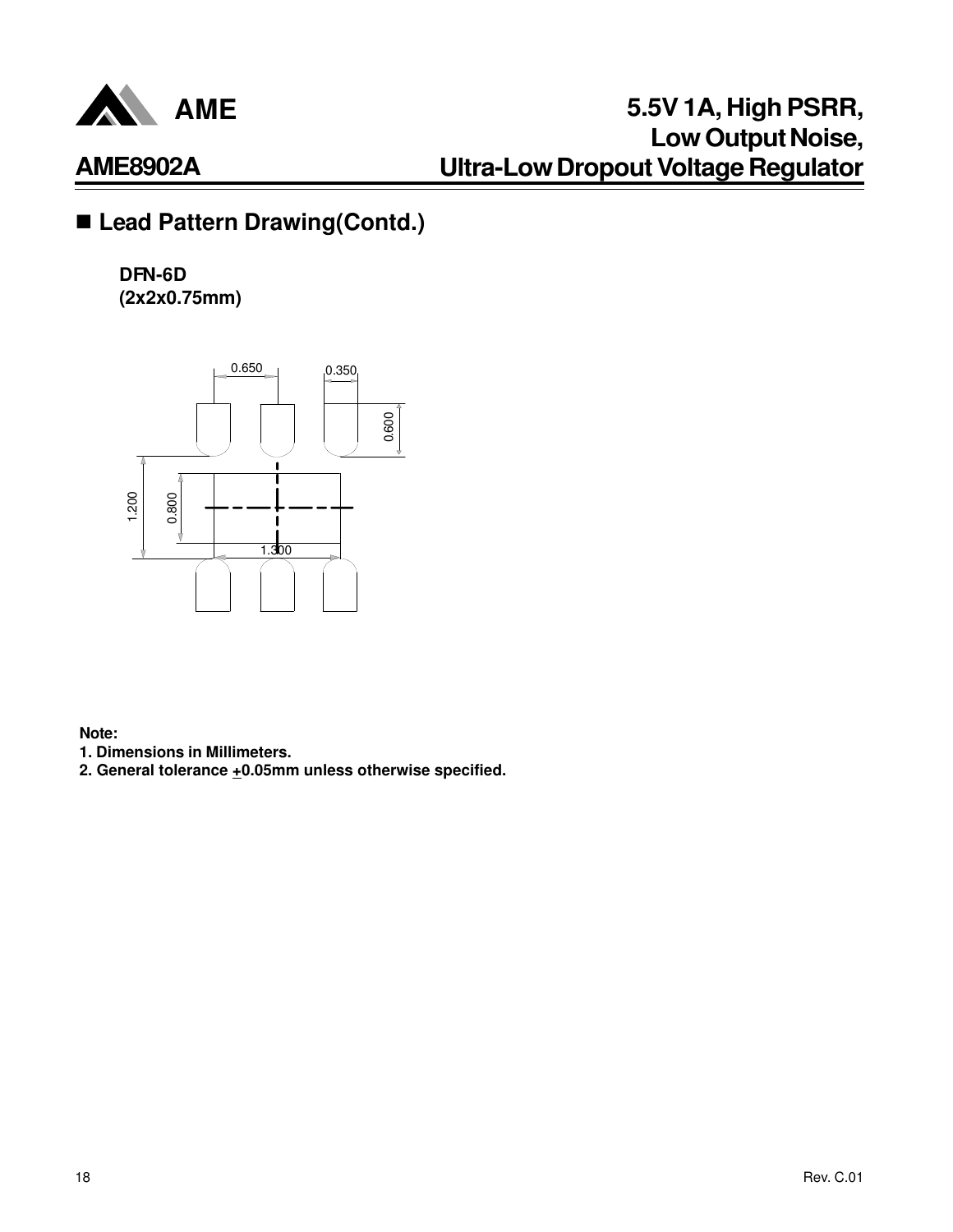## ■ Lead Pattern Drawing(Contd.)

**DFN-6D**
**(2x2x0.75mm)**

0.650 0.350

0.600

1.200 0.800

1.300

**Note:**

**1. Dimensions in Millimeters.**

**2. General tolerance ±0.05mm unless otherwise specified.**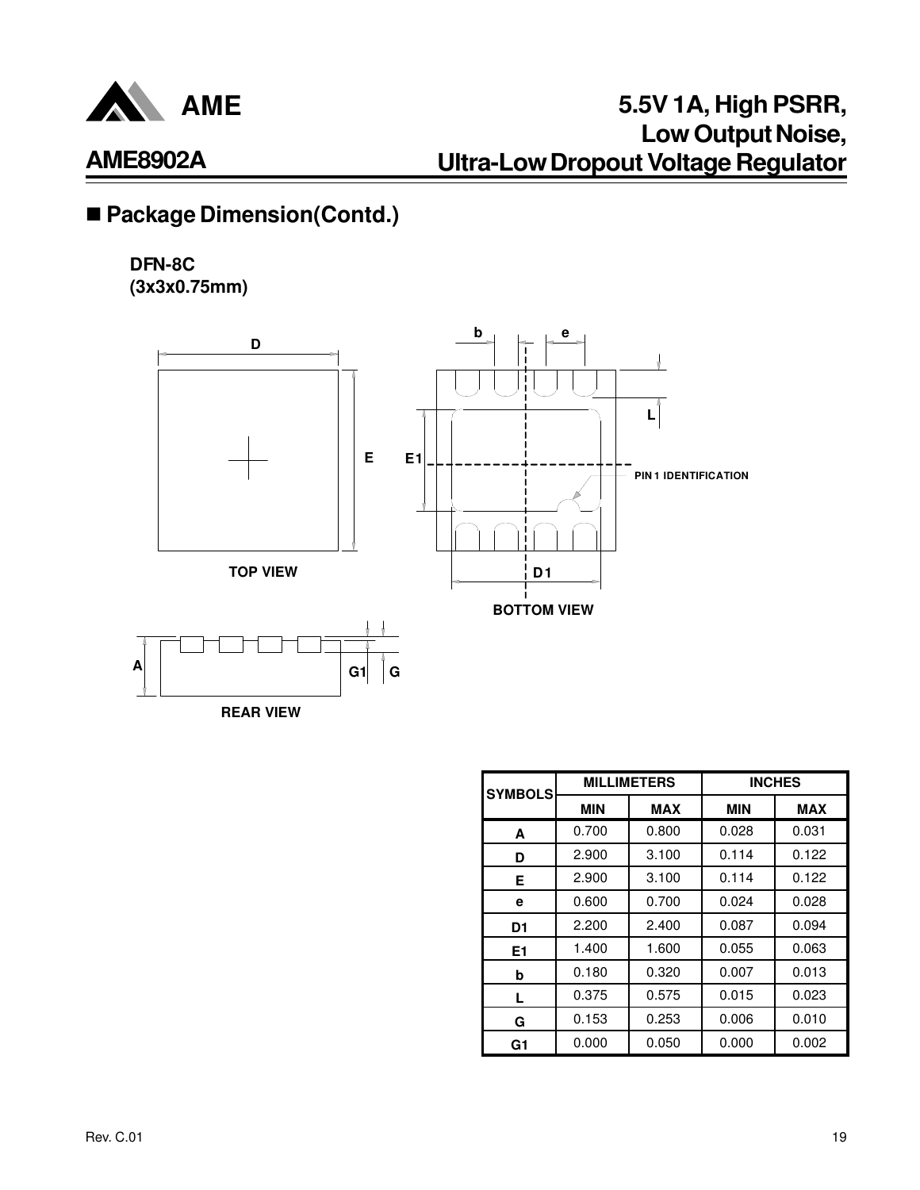## ■ Package Dimension(Contd.)

**DFN-8C**
**(3x3x0.75mm)**

TOP VIEW

BOTTOM VIEW

PIN 1 IDENTIFICATION

REAR VIEW

| SYMBOLS | MILLIMETERS | | INCHES | |
|---|---|---|---|---|
| | MIN | MAX | MIN | MAX |
| A | 0.700 | 0.800 | 0.028 | 0.031 |
| D | 2.900 | 3.100 | 0.114 | 0.122 |
| E | 2.900 | 3.100 | 0.114 | 0.122 |
| e | 0.600 | 0.700 | 0.024 | 0.028 |
| D1 | 2.200 | 2.400 | 0.087 | 0.094 |
| E1 | 1.400 | 1.600 | 0.055 | 0.063 |
| b | 0.180 | 0.320 | 0.007 | 0.013 |
| L | 0.375 | 0.575 | 0.015 | 0.023 |
| G | 0.153 | 0.253 | 0.006 | 0.010 |
| G1 | 0.000 | 0.050 | 0.000 | 0.002 |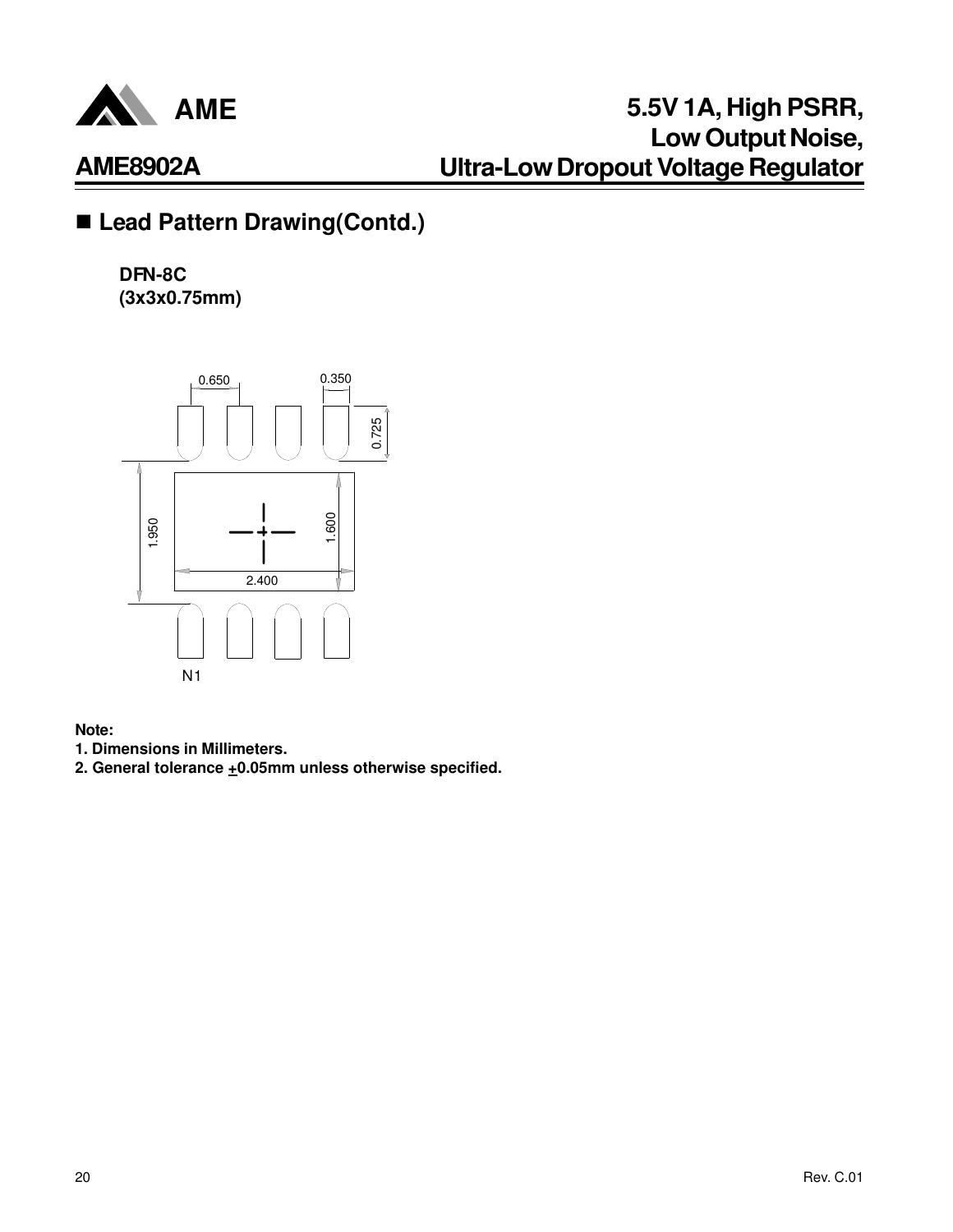## ■ Lead Pattern Drawing(Contd.)

**DFN-8C**
**(3x3x0.75mm)**

0.650 0.350 0.725 1.950 1.600 2.400 N1

**Note:**

**1. Dimensions in Millimeters.**

**2. General tolerance ±0.05mm unless otherwise specified.**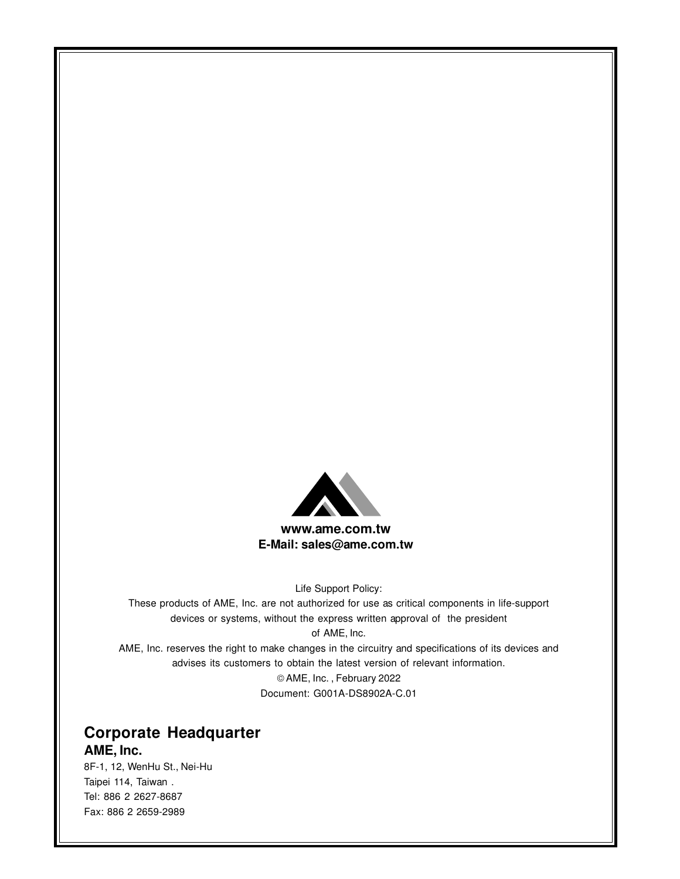**www.ame.com.tw**
**E-Mail: sales@ame.com.tw**

Life Support Policy:
These products of AME, Inc. are not authorized for use as critical components in life-support devices or systems, without the express written approval of the president of AME, Inc.
AME, Inc. reserves the right to make changes in the circuitry and specifications of its devices and advises its customers to obtain the latest version of relevant information.
© AME, Inc. , February 2022
Document: G001A-DS8902A-C.01

## Corporate Headquarter

**AME, Inc.**

8F-1, 12, WenHu St., Nei-Hu
Taipei 114, Taiwan .
Tel: 886 2 2627-8687
Fax: 886 2 2659-2989